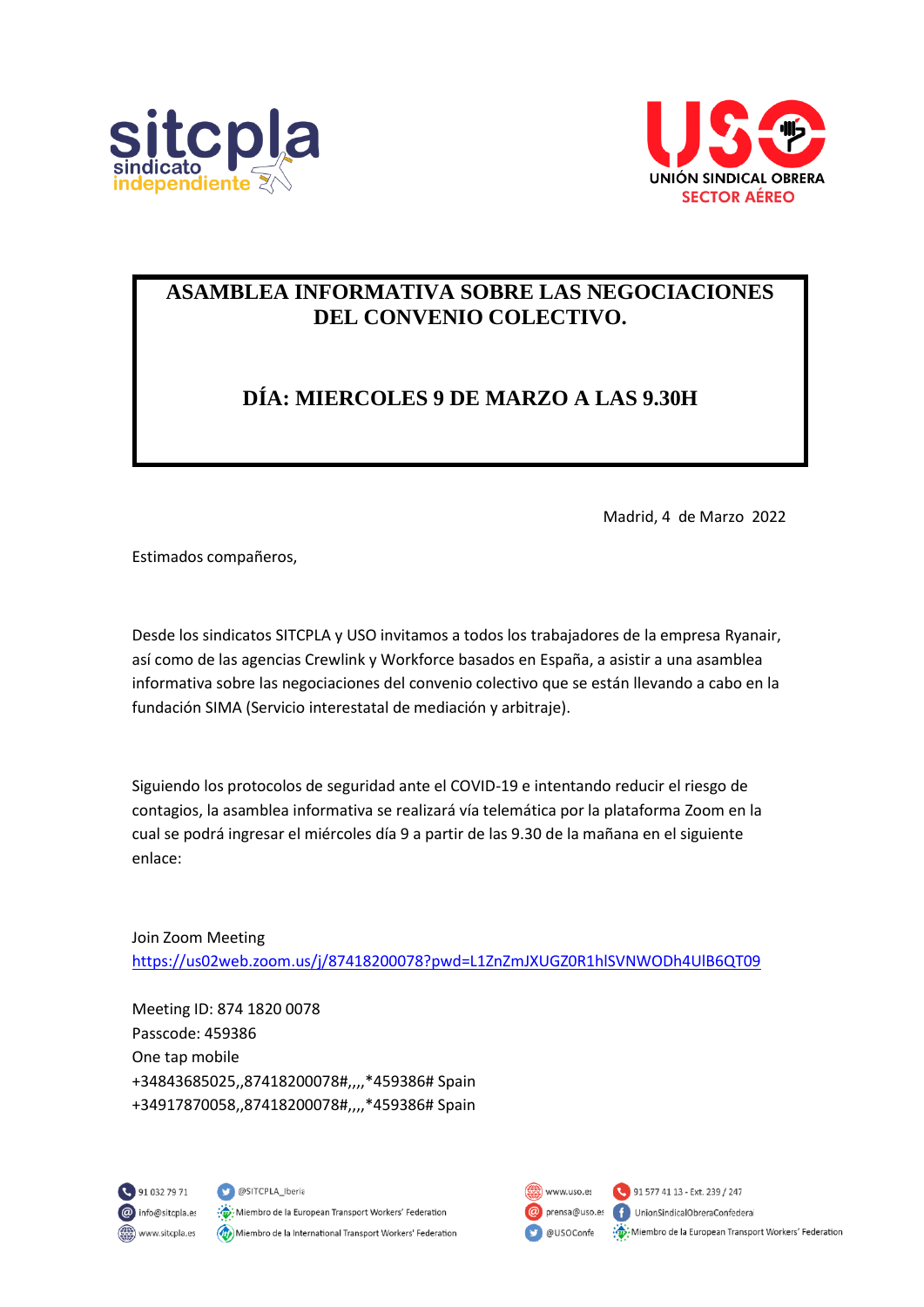# ASAMBLEA INFORMATIVA SOBRE LAS NEGOCIACIONES DEL CONVENIO COLECTIVO.

## DÍA: MIERCOLES 9 DE MARZO A LAS 9.30H

Madrid, 4 de Marzo 2022

Estimados compañeros,

Desde los sindicatos SITCPLA y USO invitamos a todos los trabajadores de la empresa Ryanair, así como de las agencias Crewlink y Workforce basados en España, a asistir a una asamblea informativa sobre las negociaciones del convenio colectivo que se están llevando a cabo en la fundación SIMA (Servicio interestatal de mediación y arbitraje).

Siguiendo los protocolos de seguridad ante el COVID-19 e intentando reducir el riesgo de contagios, la asamblea informativa se realizará vía telemática por la plataforma Zoom en la cual se podrá ingresar el miércoles día 9 a partir de las 9.30 de la mañana en el siguiente enlace:

Join Zoom Meeting
https://us02web.zoom.us/j/87418200078?pwd=L1ZnZmJXUGZ0R1hlSVNWODh4UlB6QT09

Meeting ID: 874 1820 0078
Passcode: 459386
One tap mobile
+34843685025,,87418200078#,,,,*459386# Spain
+34917870058,,87418200078#,,,,*459386# Spain

91 032 79 71 | @SITCPLA_Iberia | info@sitcpla.es | Miembro de la European Transport Workers' Federation | www.sitcpla.es | Miembro de la International Transport Workers' Federation

www.uso.es | 91 577 41 13 - Ext. 239 / 247 | prensa@uso.es | UnionSindicalObreraConfedera | @USOConfe | Miembro de la European Transport Workers' Federation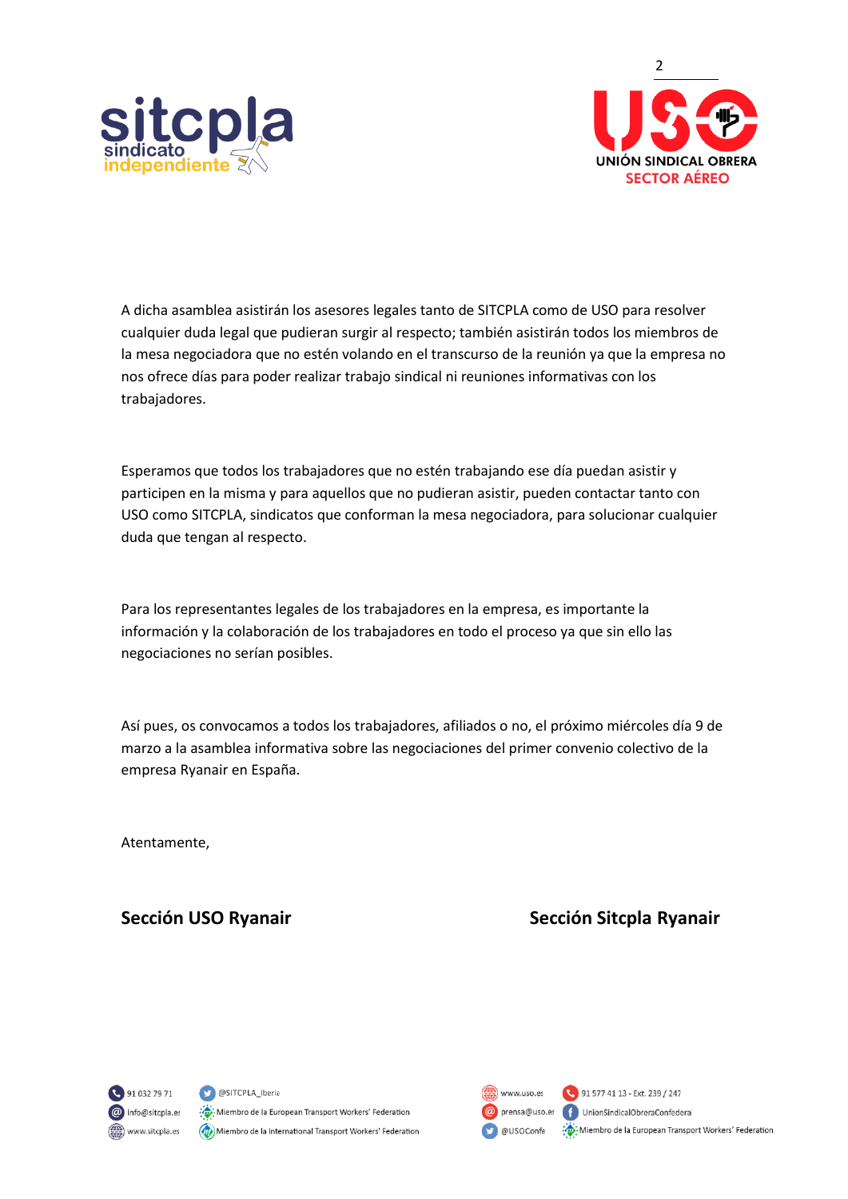A dicha asamblea asistirán los asesores legales tanto de SITCPLA como de USO para resolver cualquier duda legal que pudieran surgir al respecto; también asistirán todos los miembros de la mesa negociadora que no estén volando en el transcurso de la reunión ya que la empresa no nos ofrece días para poder realizar trabajo sindical ni reuniones informativas con los trabajadores.

Esperamos que todos los trabajadores que no estén trabajando ese día puedan asistir y participen en la misma y para aquellos que no pudieran asistir, pueden contactar tanto con USO como SITCPLA, sindicatos que conforman la mesa negociadora, para solucionar cualquier duda que tengan al respecto.

Para los representantes legales de los trabajadores en la empresa, es importante la información y la colaboración de los trabajadores en todo el proceso ya que sin ello las negociaciones no serían posibles.

Así pues, os convocamos a todos los trabajadores, afiliados o no, el próximo miércoles día 9 de marzo a la asamblea informativa sobre las negociaciones del primer convenio colectivo de la empresa Ryanair en España.

Atentamente,

**Sección USO Ryanair**

**Sección Sitcpla Ryanair**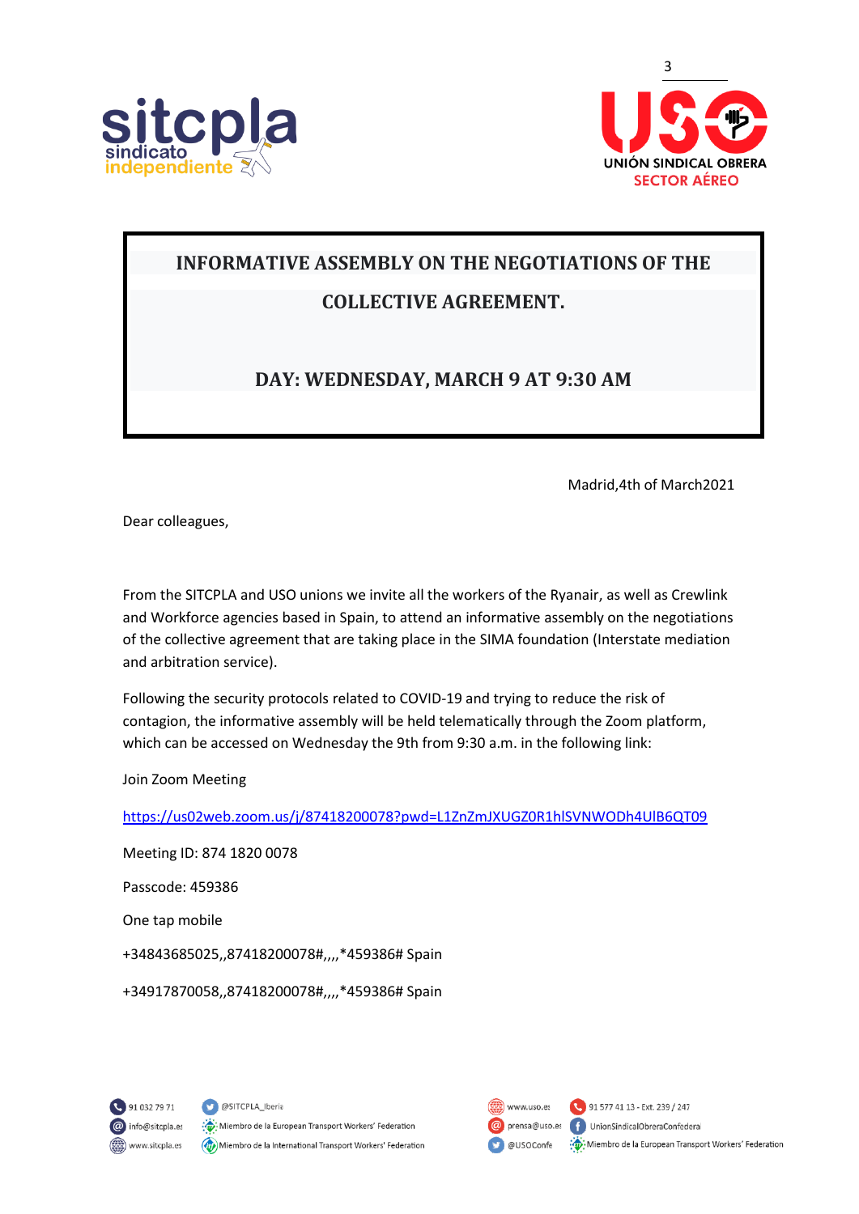sitcpla sindicato independiente

USO UNIÓN SINDICAL OBRERA SECTOR AÉREO

**INFORMATIVE ASSEMBLY ON THE NEGOTIATIONS OF THE COLLECTIVE AGREEMENT.**

**DAY: WEDNESDAY, MARCH 9 AT 9:30 AM**

Madrid,4th of March2021

Dear colleagues,

From the SITCPLA and USO unions we invite all the workers of the Ryanair, as well as Crewlink and Workforce agencies based in Spain, to attend an informative assembly on the negotiations of the collective agreement that are taking place in the SIMA foundation (Interstate mediation and arbitration service).

Following the security protocols related to COVID-19 and trying to reduce the risk of contagion, the informative assembly will be held telematically through the Zoom platform, which can be accessed on Wednesday the 9th from 9:30 a.m. in the following link:

Join Zoom Meeting

https://us02web.zoom.us/j/87418200078?pwd=L1ZnZmJXUGZ0R1hlSVNWODh4UlB6QT09

Meeting ID: 874 1820 0078

Passcode: 459386

One tap mobile

+34843685025,,87418200078#,,,,*459386# Spain

+34917870058,,87418200078#,,,,*459386# Spain

91 032 79 71 | @SITCPLA_Iberia | info@sitcpla.es | Miembro de la European Transport Workers' Federation | www.sitcpla.es | Miembro de la International Transport Workers' Federation

www.uso.es | 91 577 41 13 - Ext. 239 / 247 | prensa@uso.es | UnionSindicalObreraConfedera | @USOConfe | Miembro de la European Transport Workers' Federation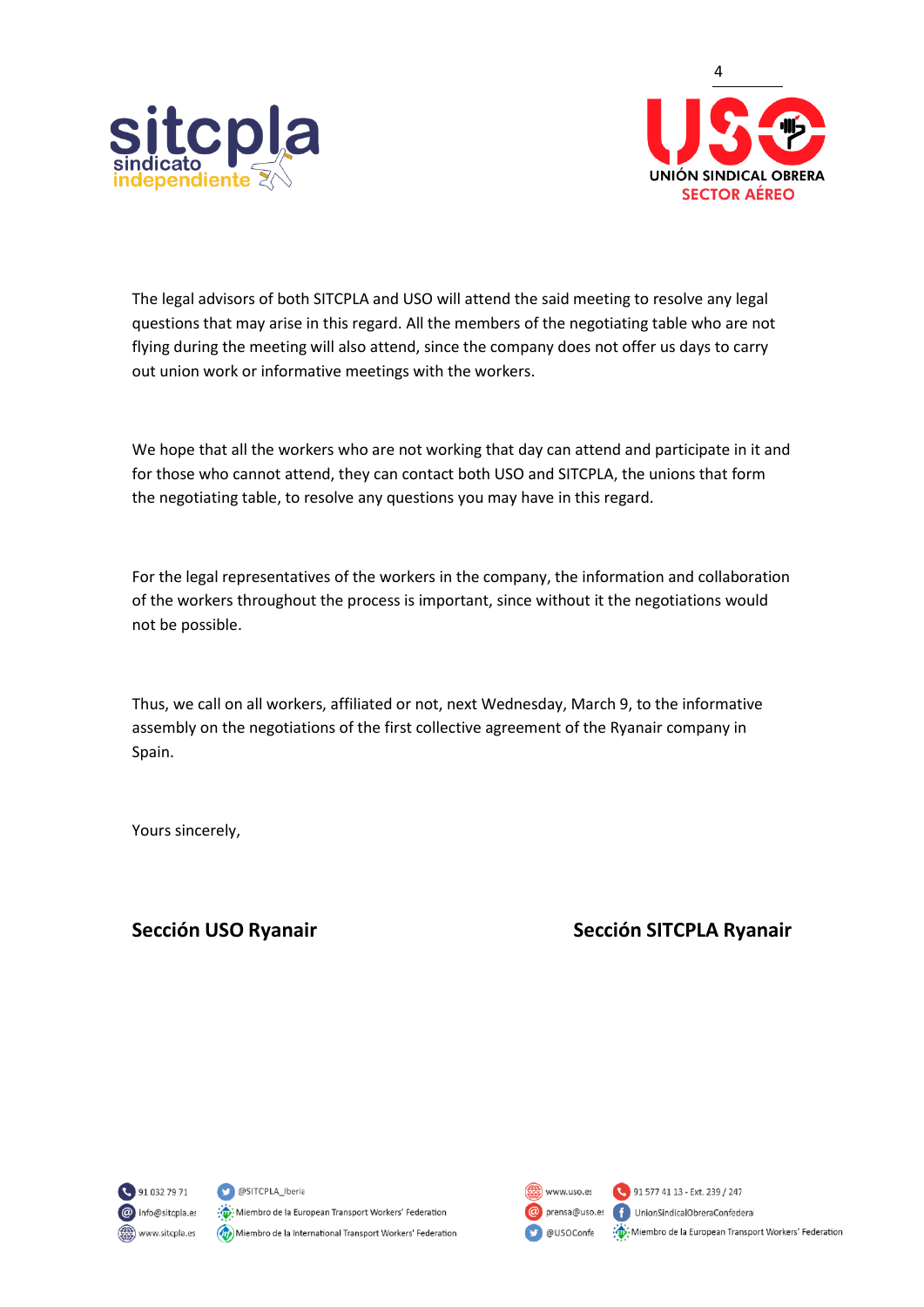The legal advisors of both SITCPLA and USO will attend the said meeting to resolve any legal questions that may arise in this regard. All the members of the negotiating table who are not flying during the meeting will also attend, since the company does not offer us days to carry out union work or informative meetings with the workers.

We hope that all the workers who are not working that day can attend and participate in it and for those who cannot attend, they can contact both USO and SITCPLA, the unions that form the negotiating table, to resolve any questions you may have in this regard.

For the legal representatives of the workers in the company, the information and collaboration of the workers throughout the process is important, since without it the negotiations would not be possible.

Thus, we call on all workers, affiliated or not, next Wednesday, March 9, to the informative assembly on the negotiations of the first collective agreement of the Ryanair company in Spain.

Yours sincerely,

**Sección USO Ryanair**

**Sección SITCPLA Ryanair**